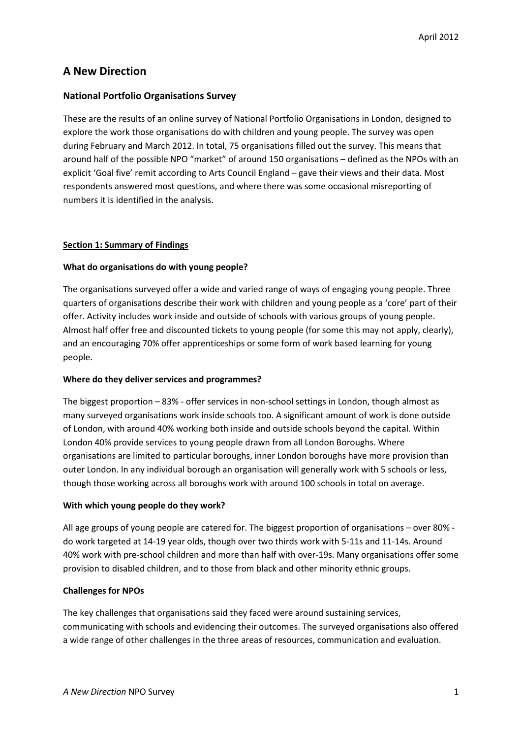April 2012

# A New Direction

## National Portfolio Organisations Survey

These are the results of an online survey of National Portfolio Organisations in London, designed to explore the work those organisations do with children and young people. The survey was open during February and March 2012. In total, 75 organisations filled out the survey. This means that around half of the possible NPO "market" of around 150 organisations – defined as the NPOs with an explicit 'Goal five' remit according to Arts Council England – gave their views and their data. Most respondents answered most questions, and where there was some occasional misreporting of numbers it is identified in the analysis.

### Section 1: Summary of Findings

**What do organisations do with young people?**

The organisations surveyed offer a wide and varied range of ways of engaging young people. Three quarters of organisations describe their work with children and young people as a 'core' part of their offer. Activity includes work inside and outside of schools with various groups of young people. Almost half offer free and discounted tickets to young people (for some this may not apply, clearly), and an encouraging 70% offer apprenticeships or some form of work based learning for young people.

**Where do they deliver services and programmes?**

The biggest proportion – 83% - offer services in non-school settings in London, though almost as many surveyed organisations work inside schools too. A significant amount of work is done outside of London, with around 40% working both inside and outside schools beyond the capital. Within London 40% provide services to young people drawn from all London Boroughs. Where organisations are limited to particular boroughs, inner London boroughs have more provision than outer London. In any individual borough an organisation will generally work with 5 schools or less, though those working across all boroughs work with around 100 schools in total on average.

**With which young people do they work?**

All age groups of young people are catered for. The biggest proportion of organisations – over 80% - do work targeted at 14-19 year olds, though over two thirds work with 5-11s and 11-14s. Around 40% work with pre-school children and more than half with over-19s. Many organisations offer some provision to disabled children, and to those from black and other minority ethnic groups.

**Challenges for NPOs**

The key challenges that organisations said they faced were around sustaining services, communicating with schools and evidencing their outcomes. The surveyed organisations also offered a wide range of other challenges in the three areas of resources, communication and evaluation.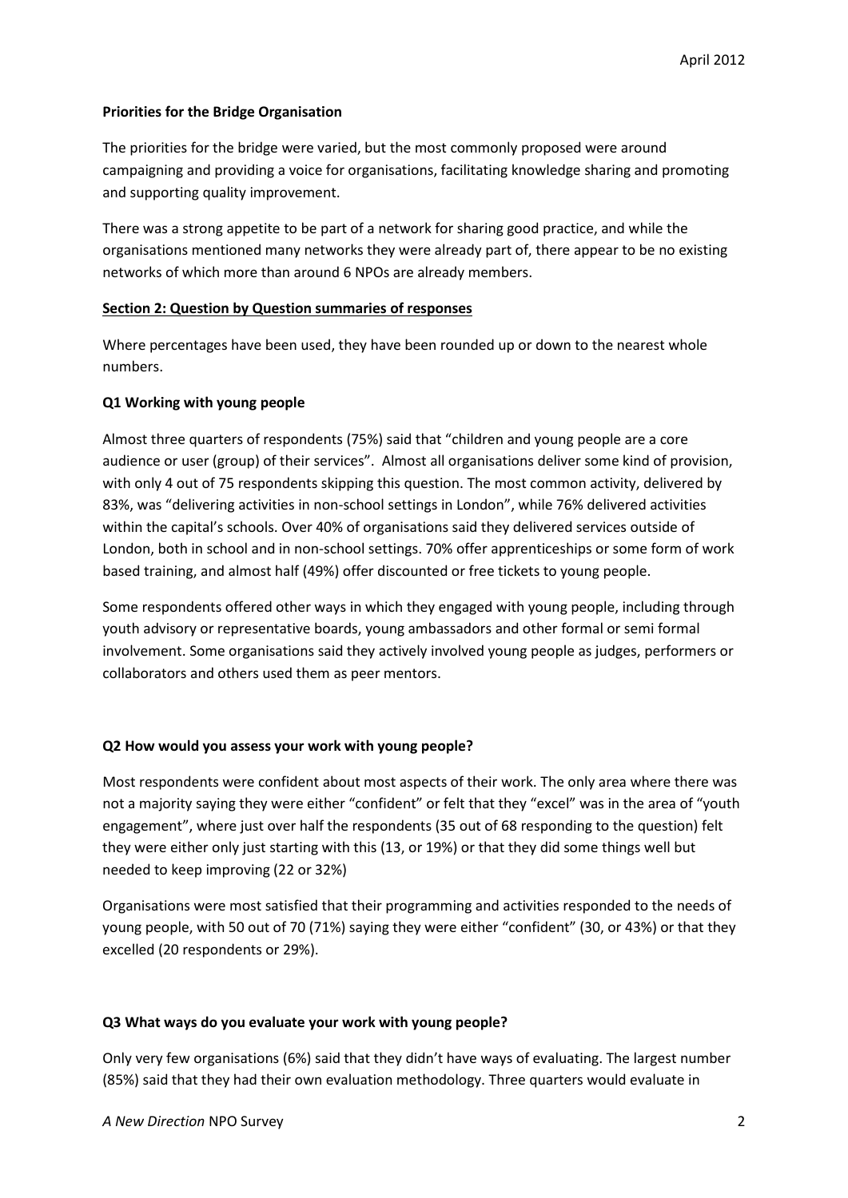**Priorities for the Bridge Organisation**

The priorities for the bridge were varied, but the most commonly proposed were around campaigning and providing a voice for organisations, facilitating knowledge sharing and promoting and supporting quality improvement.

There was a strong appetite to be part of a network for sharing good practice, and while the organisations mentioned many networks they were already part of, there appear to be no existing networks of which more than around 6 NPOs are already members.

## Section 2: Question by Question summaries of responses

Where percentages have been used, they have been rounded up or down to the nearest whole numbers.

### Q1 Working with young people

Almost three quarters of respondents (75%) said that "children and young people are a core audience or user (group) of their services". Almost all organisations deliver some kind of provision, with only 4 out of 75 respondents skipping this question. The most common activity, delivered by 83%, was "delivering activities in non-school settings in London", while 76% delivered activities within the capital's schools. Over 40% of organisations said they delivered services outside of London, both in school and in non-school settings. 70% offer apprenticeships or some form of work based training, and almost half (49%) offer discounted or free tickets to young people.

Some respondents offered other ways in which they engaged with young people, including through youth advisory or representative boards, young ambassadors and other formal or semi formal involvement. Some organisations said they actively involved young people as judges, performers or collaborators and others used them as peer mentors.

### Q2 How would you assess your work with young people?

Most respondents were confident about most aspects of their work. The only area where there was not a majority saying they were either "confident" or felt that they "excel" was in the area of "youth engagement", where just over half the respondents (35 out of 68 responding to the question) felt they were either only just starting with this (13, or 19%) or that they did some things well but needed to keep improving (22 or 32%)

Organisations were most satisfied that their programming and activities responded to the needs of young people, with 50 out of 70 (71%) saying they were either "confident" (30, or 43%) or that they excelled (20 respondents or 29%).

### Q3 What ways do you evaluate your work with young people?

Only very few organisations (6%) said that they didn't have ways of evaluating. The largest number (85%) said that they had their own evaluation methodology. Three quarters would evaluate in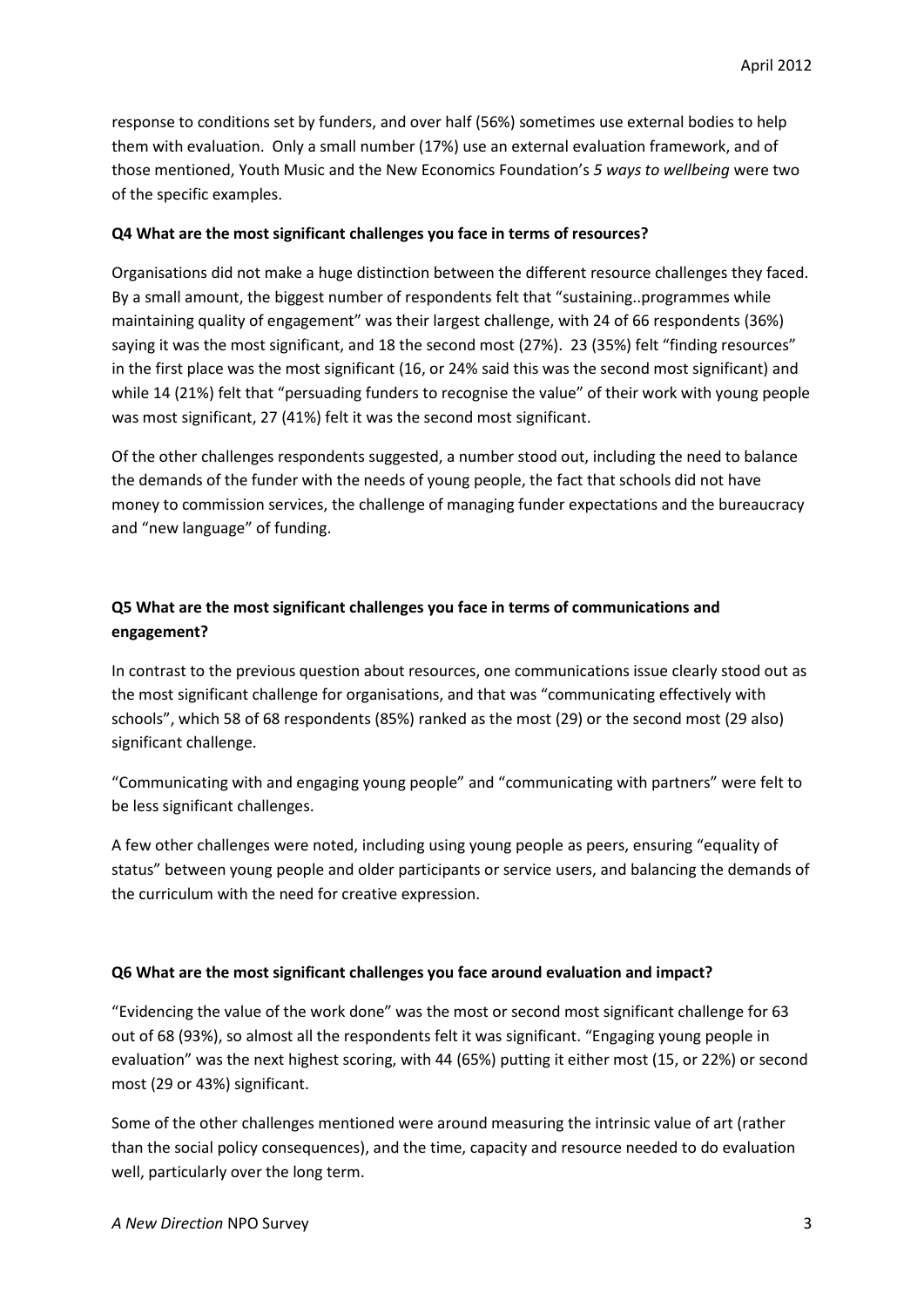response to conditions set by funders, and over half (56%) sometimes use external bodies to help them with evaluation. Only a small number (17%) use an external evaluation framework, and of those mentioned, Youth Music and the New Economics Foundation's *5 ways to wellbeing* were two of the specific examples.

**Q4 What are the most significant challenges you face in terms of resources?**

Organisations did not make a huge distinction between the different resource challenges they faced. By a small amount, the biggest number of respondents felt that "sustaining..programmes while maintaining quality of engagement" was their largest challenge, with 24 of 66 respondents (36%) saying it was the most significant, and 18 the second most (27%). 23 (35%) felt "finding resources" in the first place was the most significant (16, or 24% said this was the second most significant) and while 14 (21%) felt that "persuading funders to recognise the value" of their work with young people was most significant, 27 (41%) felt it was the second most significant.

Of the other challenges respondents suggested, a number stood out, including the need to balance the demands of the funder with the needs of young people, the fact that schools did not have money to commission services, the challenge of managing funder expectations and the bureaucracy and "new language" of funding.

**Q5 What are the most significant challenges you face in terms of communications and engagement?**

In contrast to the previous question about resources, one communications issue clearly stood out as the most significant challenge for organisations, and that was "communicating effectively with schools", which 58 of 68 respondents (85%) ranked as the most (29) or the second most (29 also) significant challenge.

"Communicating with and engaging young people" and "communicating with partners" were felt to be less significant challenges.

A few other challenges were noted, including using young people as peers, ensuring "equality of status" between young people and older participants or service users, and balancing the demands of the curriculum with the need for creative expression.

**Q6 What are the most significant challenges you face around evaluation and impact?**

"Evidencing the value of the work done" was the most or second most significant challenge for 63 out of 68 (93%), so almost all the respondents felt it was significant. "Engaging young people in evaluation" was the next highest scoring, with 44 (65%) putting it either most (15, or 22%) or second most (29 or 43%) significant.

Some of the other challenges mentioned were around measuring the intrinsic value of art (rather than the social policy consequences), and the time, capacity and resource needed to do evaluation well, particularly over the long term.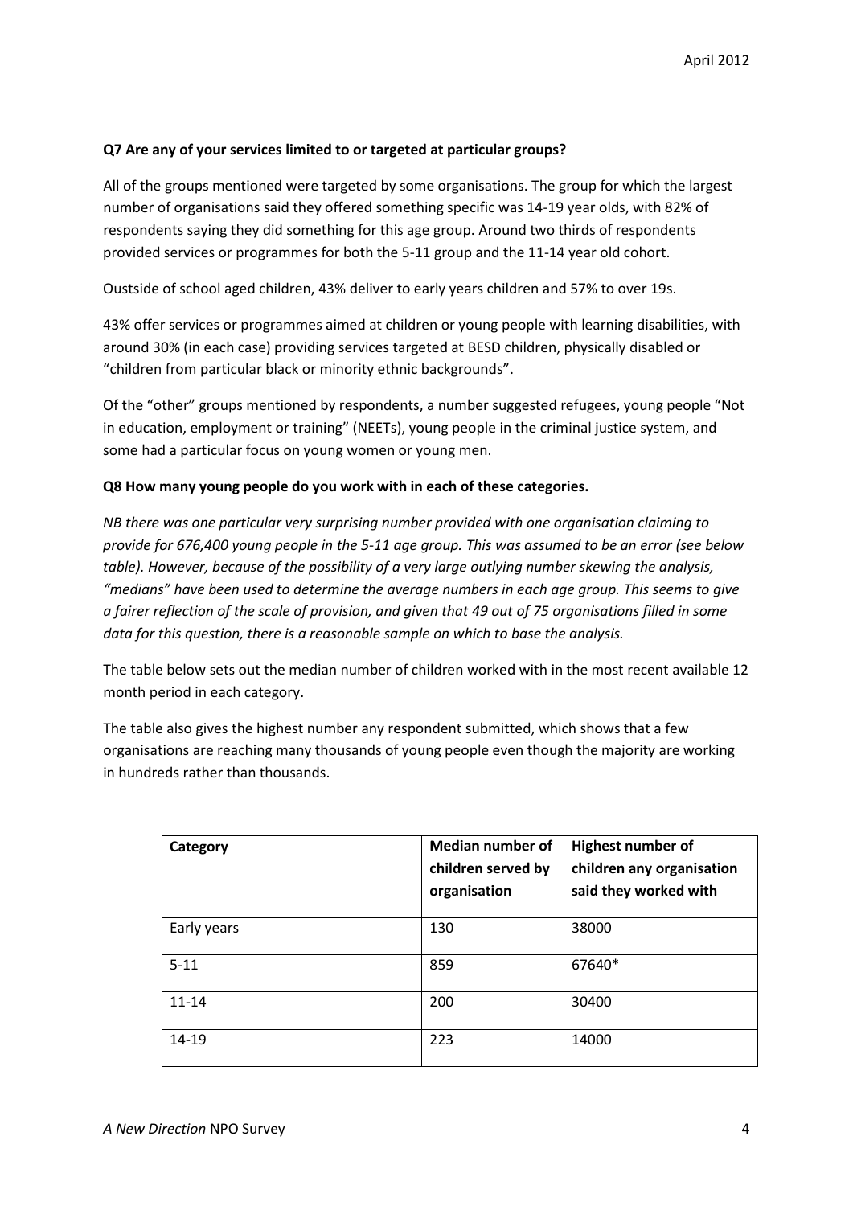**Q7 Are any of your services limited to or targeted at particular groups?**

All of the groups mentioned were targeted by some organisations. The group for which the largest number of organisations said they offered something specific was 14-19 year olds, with 82% of respondents saying they did something for this age group. Around two thirds of respondents provided services or programmes for both the 5-11 group and the 11-14 year old cohort.

Oustside of school aged children, 43% deliver to early years children and 57% to over 19s.

43% offer services or programmes aimed at children or young people with learning disabilities, with around 30% (in each case) providing services targeted at BESD children, physically disabled or "children from particular black or minority ethnic backgrounds".

Of the "other" groups mentioned by respondents, a number suggested refugees, young people "Not in education, employment or training" (NEETs), young people in the criminal justice system, and some had a particular focus on young women or young men.

**Q8 How many young people do you work with in each of these categories.**

*NB there was one particular very surprising number provided with one organisation claiming to provide for 676,400 young people in the 5-11 age group. This was assumed to be an error (see below table). However, because of the possibility of a very large outlying number skewing the analysis, "medians" have been used to determine the average numbers in each age group. This seems to give a fairer reflection of the scale of provision, and given that 49 out of 75 organisations filled in some data for this question, there is a reasonable sample on which to base the analysis.*

The table below sets out the median number of children worked with in the most recent available 12 month period in each category.

The table also gives the highest number any respondent submitted, which shows that a few organisations are reaching many thousands of young people even though the majority are working in hundreds rather than thousands.

| Category | Median number of children served by organisation | Highest number of children any organisation said they worked with |
|---|---|---|
| Early years | 130 | 38000 |
| 5-11 | 859 | 67640* |
| 11-14 | 200 | 30400 |
| 14-19 | 223 | 14000 |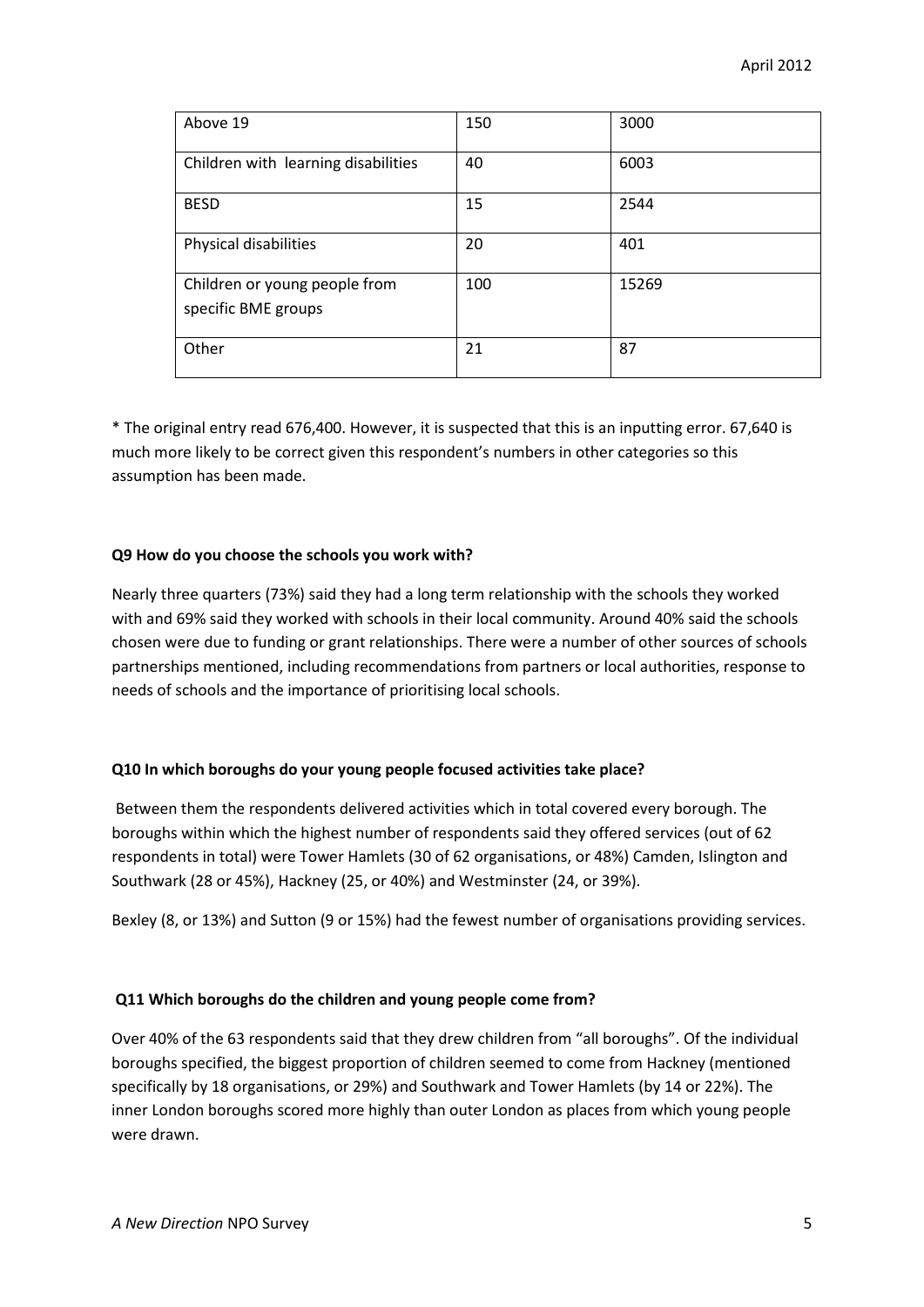| Above 19 | 150 | 3000 |
|---|---|---|
| Children with learning disabilities | 40 | 6003 |
| BESD | 15 | 2544 |
| Physical disabilities | 20 | 401 |
| Children or young people from specific BME groups | 100 | 15269 |
| Other | 21 | 87 |

* The original entry read 676,400. However, it is suspected that this is an inputting error. 67,640 is much more likely to be correct given this respondent's numbers in other categories so this assumption has been made.

**Q9 How do you choose the schools you work with?**

Nearly three quarters (73%) said they had a long term relationship with the schools they worked with and 69% said they worked with schools in their local community. Around 40% said the schools chosen were due to funding or grant relationships. There were a number of other sources of schools partnerships mentioned, including recommendations from partners or local authorities, response to needs of schools and the importance of prioritising local schools.

**Q10 In which boroughs do your young people focused activities take place?**

Between them the respondents delivered activities which in total covered every borough. The boroughs within which the highest number of respondents said they offered services (out of 62 respondents in total) were Tower Hamlets (30 of 62 organisations, or 48%) Camden, Islington and Southwark (28 or 45%), Hackney (25, or 40%) and Westminster (24, or 39%).

Bexley (8, or 13%) and Sutton (9 or 15%) had the fewest number of organisations providing services.

**Q11 Which boroughs do the children and young people come from?**

Over 40% of the 63 respondents said that they drew children from "all boroughs". Of the individual boroughs specified, the biggest proportion of children seemed to come from Hackney (mentioned specifically by 18 organisations, or 29%) and Southwark and Tower Hamlets (by 14 or 22%). The inner London boroughs scored more highly than outer London as places from which young people were drawn.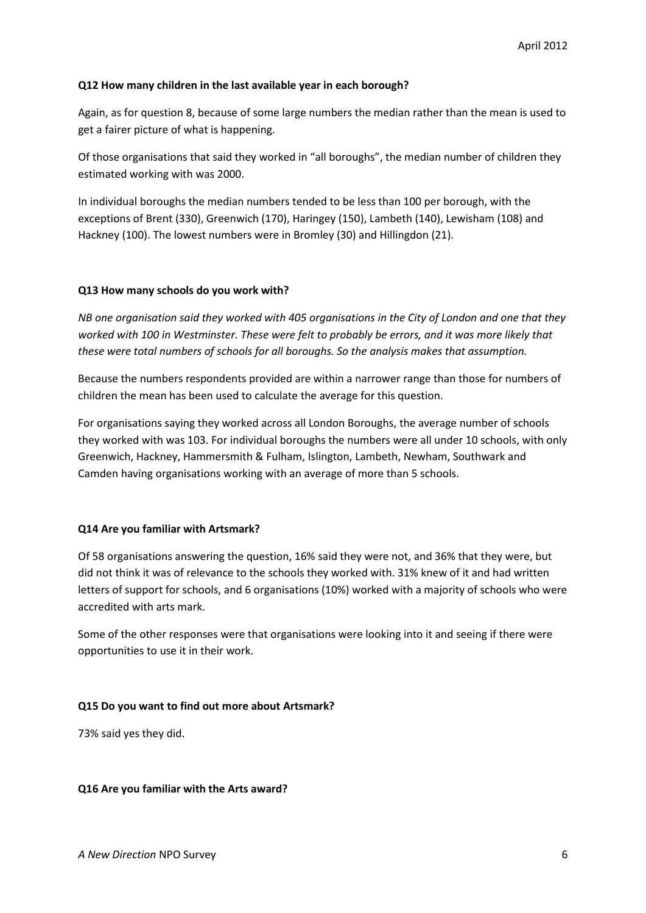**Q12 How many children in the last available year in each borough?**

Again, as for question 8, because of some large numbers the median rather than the mean is used to get a fairer picture of what is happening.

Of those organisations that said they worked in "all boroughs", the median number of children they estimated working with was 2000.

In individual boroughs the median numbers tended to be less than 100 per borough, with the exceptions of Brent (330), Greenwich (170), Haringey (150), Lambeth (140), Lewisham (108) and Hackney (100). The lowest numbers were in Bromley (30) and Hillingdon (21).

**Q13 How many schools do you work with?**

*NB one organisation said they worked with 405 organisations in the City of London and one that they worked with 100 in Westminster. These were felt to probably be errors, and it was more likely that these were total numbers of schools for all boroughs. So the analysis makes that assumption.*

Because the numbers respondents provided are within a narrower range than those for numbers of children the mean has been used to calculate the average for this question.

For organisations saying they worked across all London Boroughs, the average number of schools they worked with was 103. For individual boroughs the numbers were all under 10 schools, with only Greenwich, Hackney, Hammersmith & Fulham, Islington, Lambeth, Newham, Southwark and Camden having organisations working with an average of more than 5 schools.

**Q14 Are you familiar with Artsmark?**

Of 58 organisations answering the question, 16% said they were not, and 36% that they were, but did not think it was of relevance to the schools they worked with. 31% knew of it and had written letters of support for schools, and 6 organisations (10%) worked with a majority of schools who were accredited with arts mark.

Some of the other responses were that organisations were looking into it and seeing if there were opportunities to use it in their work.

**Q15 Do you want to find out more about Artsmark?**

73% said yes they did.

**Q16 Are you familiar with the Arts award?**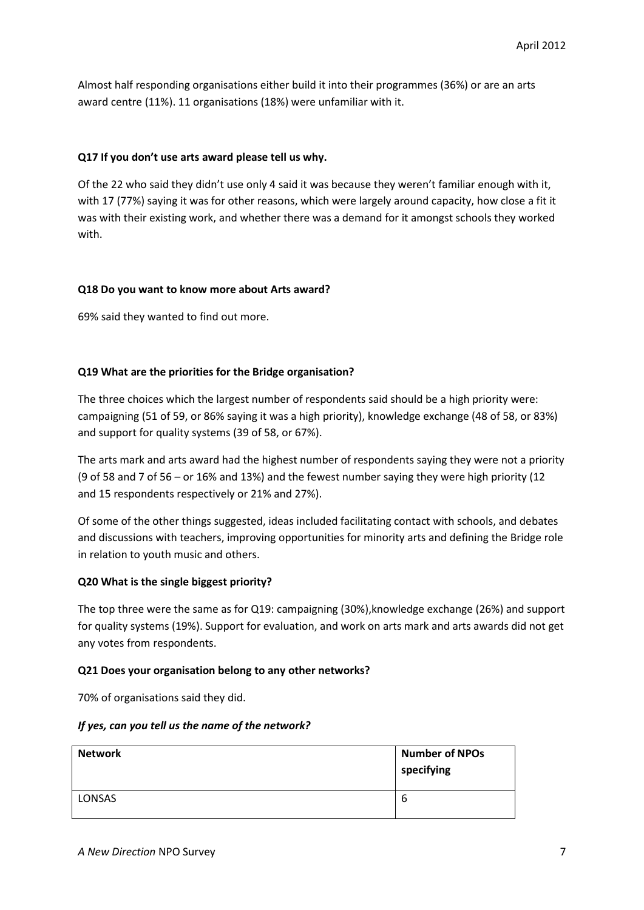Almost half responding organisations either build it into their programmes (36%) or are an arts award centre (11%). 11 organisations (18%) were unfamiliar with it.

**Q17 If you don't use arts award please tell us why.**

Of the 22 who said they didn't use only 4 said it was because they weren't familiar enough with it, with 17 (77%) saying it was for other reasons, which were largely around capacity, how close a fit it was with their existing work, and whether there was a demand for it amongst schools they worked with.

**Q18 Do you want to know more about Arts award?**

69% said they wanted to find out more.

**Q19 What are the priorities for the Bridge organisation?**

The three choices which the largest number of respondents said should be a high priority were: campaigning (51 of 59, or 86% saying it was a high priority), knowledge exchange (48 of 58, or 83%) and support for quality systems (39 of 58, or 67%).

The arts mark and arts award had the highest number of respondents saying they were not a priority (9 of 58 and 7 of 56 – or 16% and 13%) and the fewest number saying they were high priority (12 and 15 respondents respectively or 21% and 27%).

Of some of the other things suggested, ideas included facilitating contact with schools, and debates and discussions with teachers, improving opportunities for minority arts and defining the Bridge role in relation to youth music and others.

**Q20 What is the single biggest priority?**

The top three were the same as for Q19: campaigning (30%),knowledge exchange (26%) and support for quality systems (19%). Support for evaluation, and work on arts mark and arts awards did not get any votes from respondents.

**Q21 Does your organisation belong to any other networks?**

70% of organisations said they did.

***If yes, can you tell us the name of the network?***

| Network | Number of NPOs specifying |
|---|---|
| LONSAS | 6 |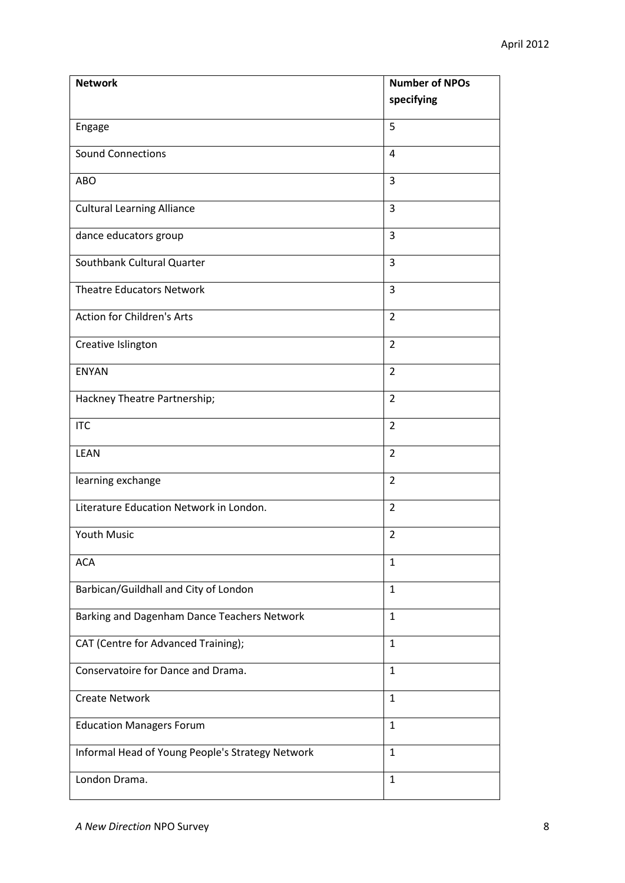| Network | Number of NPOs specifying |
|---|---|
| Engage | 5 |
| Sound Connections | 4 |
| ABO | 3 |
| Cultural Learning Alliance | 3 |
| dance educators group | 3 |
| Southbank Cultural Quarter | 3 |
| Theatre Educators Network | 3 |
| Action for Children's Arts | 2 |
| Creative Islington | 2 |
| ENYAN | 2 |
| Hackney Theatre Partnership; | 2 |
| ITC | 2 |
| LEAN | 2 |
| learning exchange | 2 |
| Literature Education Network in London. | 2 |
| Youth Music | 2 |
| ACA | 1 |
| Barbican/Guildhall and City of London | 1 |
| Barking and Dagenham Dance Teachers Network | 1 |
| CAT (Centre for Advanced Training); | 1 |
| Conservatoire for Dance and Drama. | 1 |
| Create Network | 1 |
| Education Managers Forum | 1 |
| Informal Head of Young People's Strategy Network | 1 |
| London Drama. | 1 |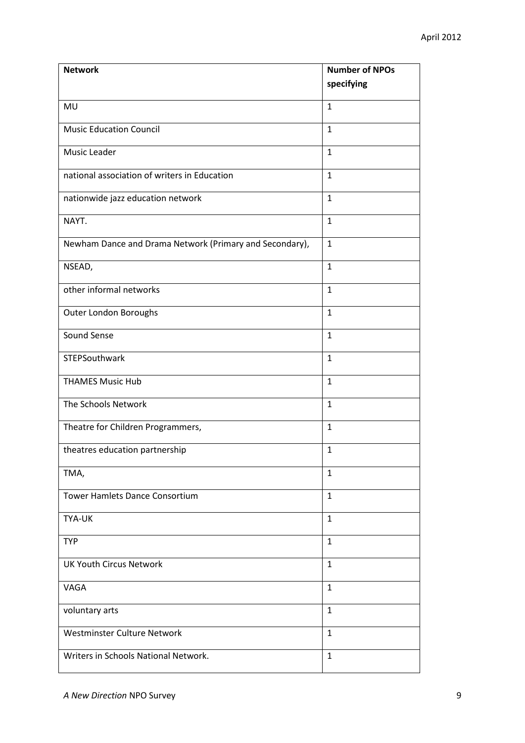| Network | Number of NPOs specifying |
|---|---|
| MU | 1 |
| Music Education Council | 1 |
| Music Leader | 1 |
| national association of writers in Education | 1 |
| nationwide jazz education network | 1 |
| NAYT. | 1 |
| Newham Dance and Drama Network (Primary and Secondary), | 1 |
| NSEAD, | 1 |
| other informal networks | 1 |
| Outer London Boroughs | 1 |
| Sound Sense | 1 |
| STEPSouthwark | 1 |
| THAMES Music Hub | 1 |
| The Schools Network | 1 |
| Theatre for Children Programmers, | 1 |
| theatres education partnership | 1 |
| TMA, | 1 |
| Tower Hamlets Dance Consortium | 1 |
| TYA-UK | 1 |
| TYP | 1 |
| UK Youth Circus Network | 1 |
| VAGA | 1 |
| voluntary arts | 1 |
| Westminster Culture Network | 1 |
| Writers in Schools National Network. | 1 |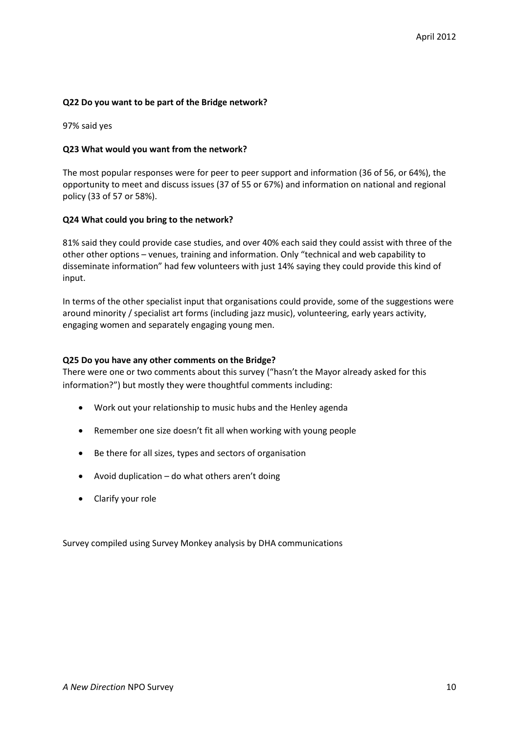**Q22 Do you want to be part of the Bridge network?**

97% said yes

**Q23 What would you want from the network?**

The most popular responses were for peer to peer support and information (36 of 56, or 64%), the opportunity to meet and discuss issues (37 of 55 or 67%) and information on national and regional policy (33 of 57 or 58%).

**Q24 What could you bring to the network?**

81% said they could provide case studies, and over 40% each said they could assist with three of the other other options – venues, training and information. Only "technical and web capability to disseminate information" had few volunteers with just 14% saying they could provide this kind of input.

In terms of the other specialist input that organisations could provide, some of the suggestions were around minority / specialist art forms (including jazz music), volunteering, early years activity, engaging women and separately engaging young men.

**Q25 Do you have any other comments on the Bridge?**

There were one or two comments about this survey ("hasn't the Mayor already asked for this information?") but mostly they were thoughtful comments including:

- Work out your relationship to music hubs and the Henley agenda
- Remember one size doesn't fit all when working with young people
- Be there for all sizes, types and sectors of organisation
- Avoid duplication – do what others aren't doing
- Clarify your role

Survey compiled using Survey Monkey analysis by DHA communications